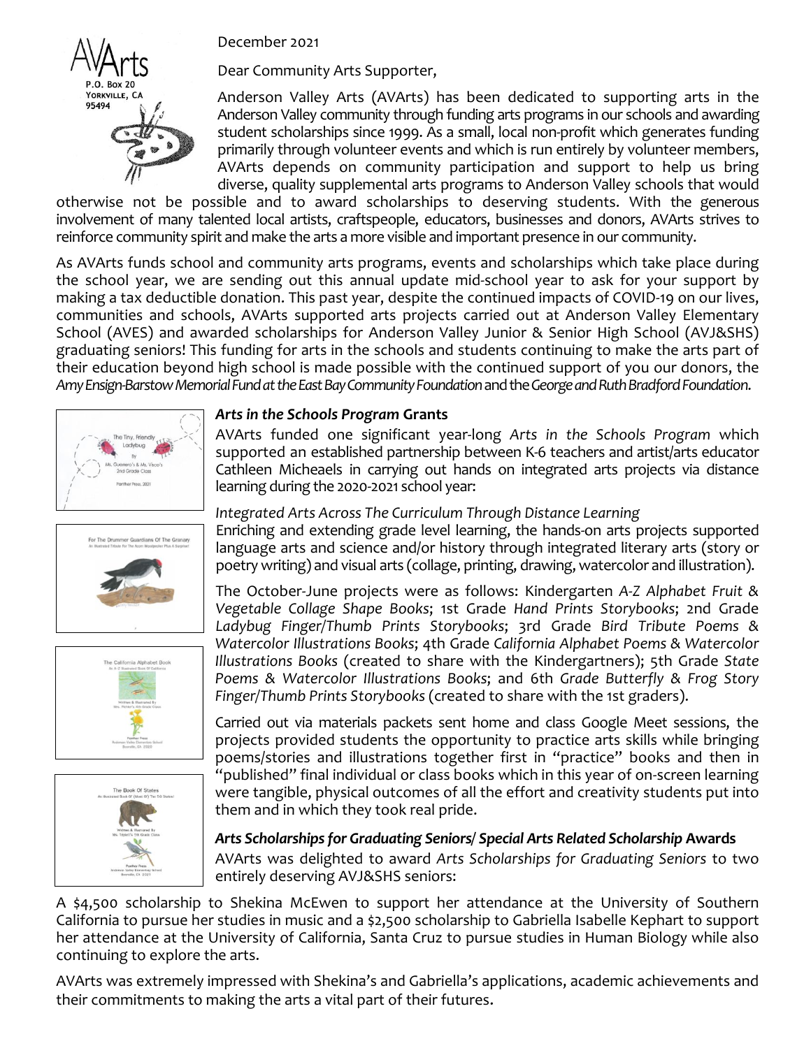AVArts
P.O. Box 20
Yorkville, CA
95494

December 2021

Dear Community Arts Supporter,

Anderson Valley Arts (AVArts) has been dedicated to supporting arts in the Anderson Valley community through funding arts programs in our schools and awarding student scholarships since 1999. As a small, local non-profit which generates funding primarily through volunteer events and which is run entirely by volunteer members, AVArts depends on community participation and support to help us bring diverse, quality supplemental arts programs to Anderson Valley schools that would otherwise not be possible and to award scholarships to deserving students. With the generous involvement of many talented local artists, craftspeople, educators, businesses and donors, AVArts strives to reinforce community spirit and make the arts a more visible and important presence in our community.

As AVArts funds school and community arts programs, events and scholarships which take place during the school year, we are sending out this annual update mid-school year to ask for your support by making a tax deductible donation. This past year, despite the continued impacts of COVID-19 on our lives, communities and schools, AVArts supported arts projects carried out at Anderson Valley Elementary School (AVES) and awarded scholarships for Anderson Valley Junior & Senior High School (AVJ&SHS) graduating seniors! This funding for arts in the schools and students continuing to make the arts part of their education beyond high school is made possible with the continued support of you our donors, the *Amy Ensign-Barstow Memorial Fund at the East Bay Community Foundation* and the *George and Ruth Bradford Foundation*.

### *Arts in the Schools Program* Grants

AVArts funded one significant year-long *Arts in the Schools Program* which supported an established partnership between K-6 teachers and artist/arts educator Cathleen Micheaels in carrying out hands on integrated arts projects via distance learning during the 2020-2021 school year:

*Integrated Arts Across The Curriculum Through Distance Learning*

Enriching and extending grade level learning, the hands-on arts projects supported language arts and science and/or history through integrated literary arts (story or poetry writing) and visual arts (collage, printing, drawing, watercolor and illustration).

The October-June projects were as follows: Kindergarten *A-Z Alphabet Fruit & Vegetable Collage Shape Books*; 1st Grade *Hand Prints Storybooks*; 2nd Grade *Ladybug Finger/Thumb Prints Storybooks*; 3rd Grade *Bird Tribute Poems & Watercolor Illustrations Books*; 4th Grade *California Alphabet Poems & Watercolor Illustrations Books* (created to share with the Kindergartners); 5th Grade *State Poems & Watercolor Illustrations Books*; and 6th *Grade Butterfly & Frog Story Finger/Thumb Prints Storybooks* (created to share with the 1st graders).

Carried out via materials packets sent home and class Google Meet sessions, the projects provided students the opportunity to practice arts skills while bringing poems/stories and illustrations together first in "practice" books and then in "published" final individual or class books which in this year of on-screen learning were tangible, physical outcomes of all the effort and creativity students put into them and in which they took real pride.

### *Arts Scholarships for Graduating Seniors/ Special Arts Related Scholarship* Awards

AVArts was delighted to award *Arts Scholarships for Graduating Seniors* to two entirely deserving AVJ&SHS seniors:

A $4,500 scholarship to Shekina McEwen to support her attendance at the University of Southern California to pursue her studies in music and a $2,500 scholarship to Gabriella Isabelle Kephart to support her attendance at the University of California, Santa Cruz to pursue studies in Human Biology while also continuing to explore the arts.

AVArts was extremely impressed with Shekina's and Gabriella's applications, academic achievements and their commitments to making the arts a vital part of their futures.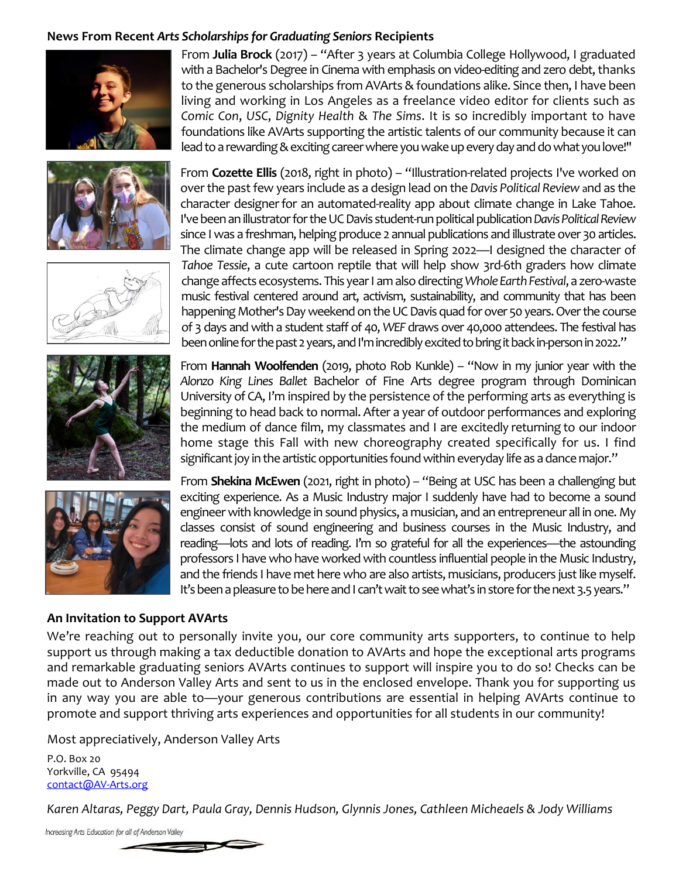**News From Recent *Arts Scholarships for Graduating Seniors* Recipients**

From **Julia Brock** (2017) – "After 3 years at Columbia College Hollywood, I graduated with a Bachelor's Degree in Cinema with emphasis on video-editing and zero debt, thanks to the generous scholarships from AVArts & foundations alike. Since then, I have been living and working in Los Angeles as a freelance video editor for clients such as *Comic Con*, *USC*, *Dignity Health* & *The Sims*. It is so incredibly important to have foundations like AVArts supporting the artistic talents of our community because it can lead to a rewarding & exciting career where you wake up every day and do what you love!"

From **Cozette Ellis** (2018, right in photo) – "Illustration-related projects I've worked on over the past few years include as a design lead on the *Davis Political Review* and as the character designer for an automated-reality app about climate change in Lake Tahoe. I've been an illustrator for the UC Davis student-run political publication *Davis Political Review* since I was a freshman, helping produce 2 annual publications and illustrate over 30 articles. The climate change app will be released in Spring 2022—I designed the character of *Tahoe Tessie*, a cute cartoon reptile that will help show 3rd-6th graders how climate change affects ecosystems. This year I am also directing *Whole Earth Festival*, a zero-waste music festival centered around art, activism, sustainability, and community that has been happening Mother's Day weekend on the UC Davis quad for over 50 years. Over the course of 3 days and with a student staff of 40, *WEF* draws over 40,000 attendees. The festival has been online for the past 2 years, and I'm incredibly excited to bring it back in-person in 2022."

From **Hannah Woolfenden** (2019, photo Rob Kunkle) – "Now in my junior year with the *Alonzo King Lines Ballet* Bachelor of Fine Arts degree program through Dominican University of CA, I'm inspired by the persistence of the performing arts as everything is beginning to head back to normal. After a year of outdoor performances and exploring the medium of dance film, my classmates and I are excitedly returning to our indoor home stage this Fall with new choreography created specifically for us. I find significant joy in the artistic opportunities found within everyday life as a dance major."

From **Shekina McEwen** (2021, right in photo) – "Being at USC has been a challenging but exciting experience. As a Music Industry major I suddenly have had to become a sound engineer with knowledge in sound physics, a musician, and an entrepreneur all in one. My classes consist of sound engineering and business courses in the Music Industry, and reading—lots and lots of reading. I'm so grateful for all the experiences—the astounding professors I have who have worked with countless influential people in the Music Industry, and the friends I have met here who are also artists, musicians, producers just like myself. It's been a pleasure to be here and I can't wait to see what's in store for the next 3.5 years."

**An Invitation to Support AVArts**

We're reaching out to personally invite you, our core community arts supporters, to continue to help support us through making a tax deductible donation to AVArts and hope the exceptional arts programs and remarkable graduating seniors AVArts continues to support will inspire you to do so! Checks can be made out to Anderson Valley Arts and sent to us in the enclosed envelope. Thank you for supporting us in any way you are able to—your generous contributions are essential in helping AVArts continue to promote and support thriving arts experiences and opportunities for all students in our community!

Most appreciatively, Anderson Valley Arts

P.O. Box 20
Yorkville, CA 95494
contact@AV-Arts.org

*Karen Altaras, Peggy Dart, Paula Gray, Dennis Hudson, Glynnis Jones, Cathleen Micheaels & Jody Williams*

*Increasing Arts Education for all of Anderson Valley*